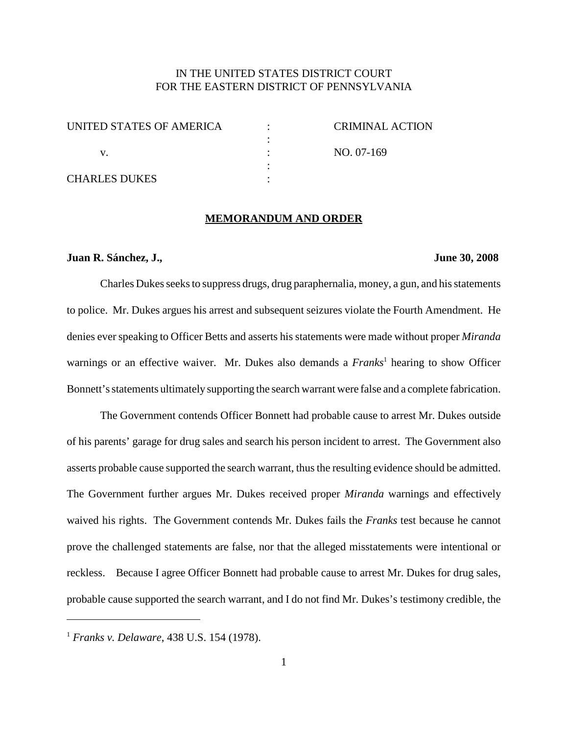IN THE UNITED STATES DISTRICT COURT
FOR THE EASTERN DISTRICT OF PENNSYLVANIA

| | | |
|---|---|---|
| UNITED STATES OF AMERICA | : | CRIMINAL ACTION |
| | : | |
| v. | : | NO. 07-169 |
| | : | |
| CHARLES DUKES | : | |

**MEMORANDUM AND ORDER**

**Juan R. Sánchez, J.,** **June 30, 2008**

Charles Dukes seeks to suppress drugs, drug paraphernalia, money, a gun, and his statements to police. Mr. Dukes argues his arrest and subsequent seizures violate the Fourth Amendment. He denies ever speaking to Officer Betts and asserts his statements were made without proper *Miranda* warnings or an effective waiver. Mr. Dukes also demands a *Franks*[1] hearing to show Officer Bonnett's statements ultimately supporting the search warrant were false and a complete fabrication.

The Government contends Officer Bonnett had probable cause to arrest Mr. Dukes outside of his parents' garage for drug sales and search his person incident to arrest. The Government also asserts probable cause supported the search warrant, thus the resulting evidence should be admitted. The Government further argues Mr. Dukes received proper *Miranda* warnings and effectively waived his rights. The Government contends Mr. Dukes fails the *Franks* test because he cannot prove the challenged statements are false, nor that the alleged misstatements were intentional or reckless. Because I agree Officer Bonnett had probable cause to arrest Mr. Dukes for drug sales, probable cause supported the search warrant, and I do not find Mr. Dukes's testimony credible, the

---

[1] *Franks v. Delaware*, 438 U.S. 154 (1978).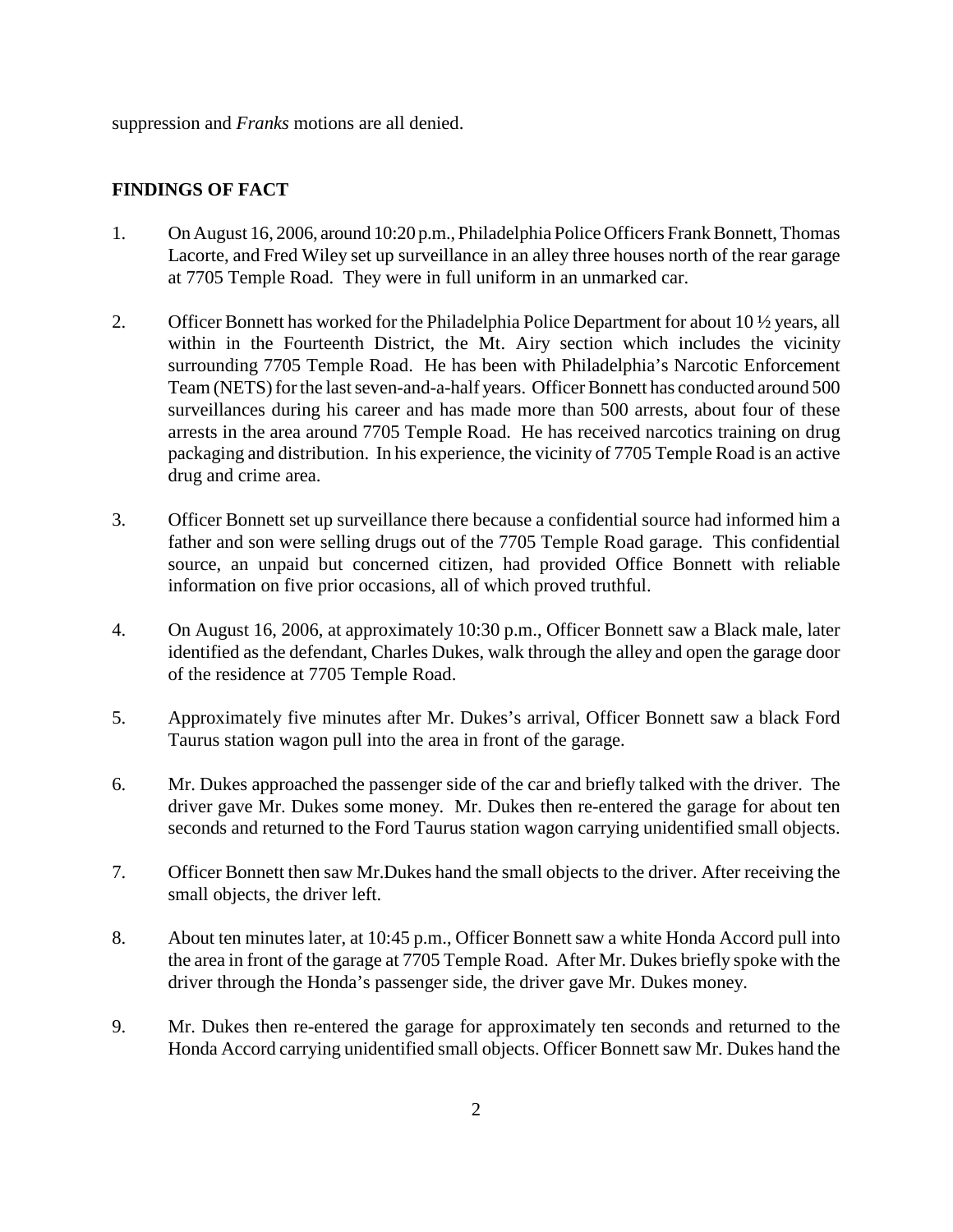suppression and *Franks* motions are all denied.

## FINDINGS OF FACT

1. On August 16, 2006, around 10:20 p.m., Philadelphia Police Officers Frank Bonnett, Thomas Lacorte, and Fred Wiley set up surveillance in an alley three houses north of the rear garage at 7705 Temple Road. They were in full uniform in an unmarked car.

2. Officer Bonnett has worked for the Philadelphia Police Department for about 10 ½ years, all within in the Fourteenth District, the Mt. Airy section which includes the vicinity surrounding 7705 Temple Road. He has been with Philadelphia's Narcotic Enforcement Team (NETS) for the last seven-and-a-half years. Officer Bonnett has conducted around 500 surveillances during his career and has made more than 500 arrests, about four of these arrests in the area around 7705 Temple Road. He has received narcotics training on drug packaging and distribution. In his experience, the vicinity of 7705 Temple Road is an active drug and crime area.

3. Officer Bonnett set up surveillance there because a confidential source had informed him a father and son were selling drugs out of the 7705 Temple Road garage. This confidential source, an unpaid but concerned citizen, had provided Office Bonnett with reliable information on five prior occasions, all of which proved truthful.

4. On August 16, 2006, at approximately 10:30 p.m., Officer Bonnett saw a Black male, later identified as the defendant, Charles Dukes, walk through the alley and open the garage door of the residence at 7705 Temple Road.

5. Approximately five minutes after Mr. Dukes's arrival, Officer Bonnett saw a black Ford Taurus station wagon pull into the area in front of the garage.

6. Mr. Dukes approached the passenger side of the car and briefly talked with the driver. The driver gave Mr. Dukes some money. Mr. Dukes then re-entered the garage for about ten seconds and returned to the Ford Taurus station wagon carrying unidentified small objects.

7. Officer Bonnett then saw Mr.Dukes hand the small objects to the driver. After receiving the small objects, the driver left.

8. About ten minutes later, at 10:45 p.m., Officer Bonnett saw a white Honda Accord pull into the area in front of the garage at 7705 Temple Road. After Mr. Dukes briefly spoke with the driver through the Honda's passenger side, the driver gave Mr. Dukes money.

9. Mr. Dukes then re-entered the garage for approximately ten seconds and returned to the Honda Accord carrying unidentified small objects. Officer Bonnett saw Mr. Dukes hand the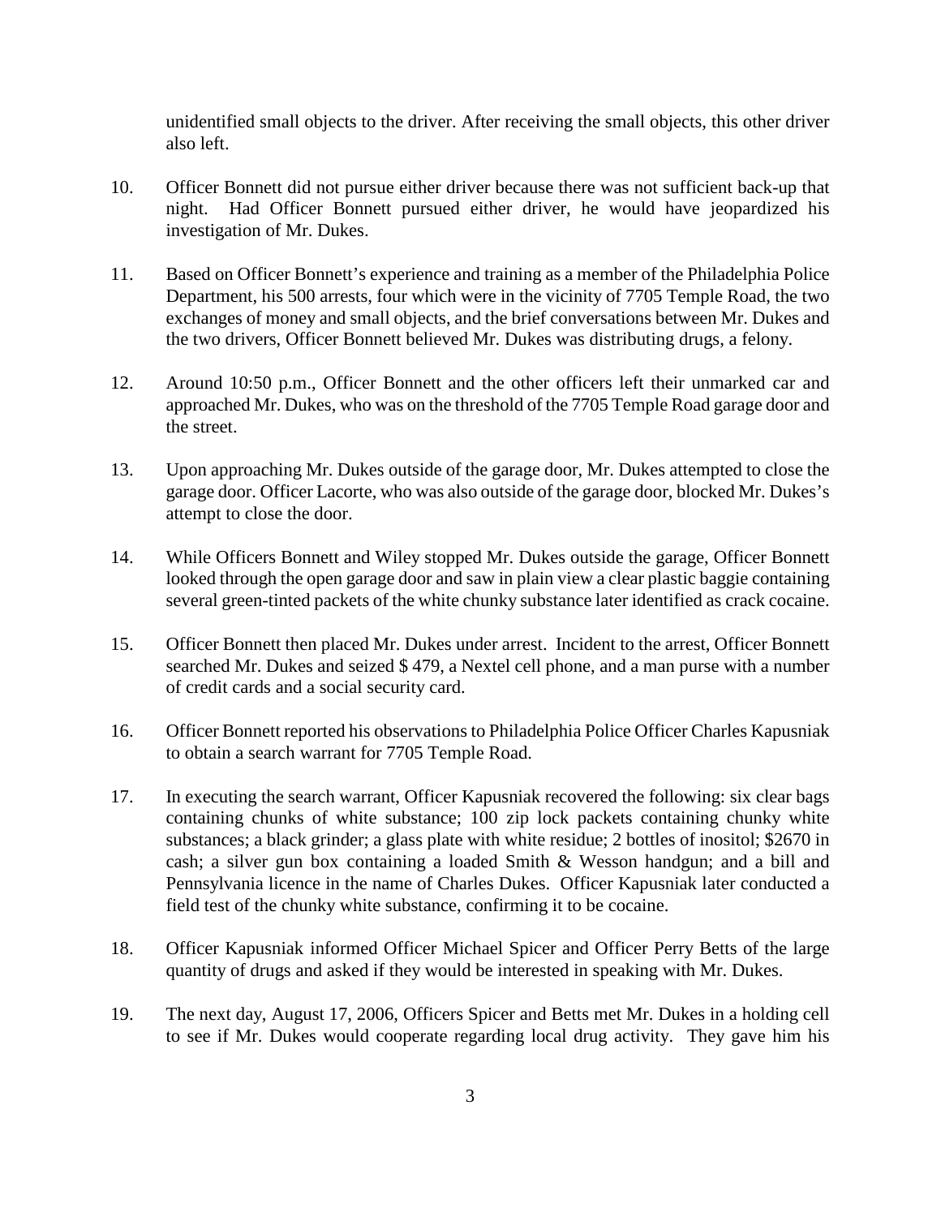unidentified small objects to the driver. After receiving the small objects, this other driver also left.

10. Officer Bonnett did not pursue either driver because there was not sufficient back-up that night. Had Officer Bonnett pursued either driver, he would have jeopardized his investigation of Mr. Dukes.

11. Based on Officer Bonnett's experience and training as a member of the Philadelphia Police Department, his 500 arrests, four which were in the vicinity of 7705 Temple Road, the two exchanges of money and small objects, and the brief conversations between Mr. Dukes and the two drivers, Officer Bonnett believed Mr. Dukes was distributing drugs, a felony.

12. Around 10:50 p.m., Officer Bonnett and the other officers left their unmarked car and approached Mr. Dukes, who was on the threshold of the 7705 Temple Road garage door and the street.

13. Upon approaching Mr. Dukes outside of the garage door, Mr. Dukes attempted to close the garage door. Officer Lacorte, who was also outside of the garage door, blocked Mr. Dukes's attempt to close the door.

14. While Officers Bonnett and Wiley stopped Mr. Dukes outside the garage, Officer Bonnett looked through the open garage door and saw in plain view a clear plastic baggie containing several green-tinted packets of the white chunky substance later identified as crack cocaine.

15. Officer Bonnett then placed Mr. Dukes under arrest. Incident to the arrest, Officer Bonnett searched Mr. Dukes and seized $ 479, a Nextel cell phone, and a man purse with a number of credit cards and a social security card.

16. Officer Bonnett reported his observations to Philadelphia Police Officer Charles Kapusniak to obtain a search warrant for 7705 Temple Road.

17. In executing the search warrant, Officer Kapusniak recovered the following: six clear bags containing chunks of white substance; 100 zip lock packets containing chunky white substances; a black grinder; a glass plate with white residue; 2 bottles of inositol; $2670 in cash; a silver gun box containing a loaded Smith & Wesson handgun; and a bill and Pennsylvania licence in the name of Charles Dukes. Officer Kapusniak later conducted a field test of the chunky white substance, confirming it to be cocaine.

18. Officer Kapusniak informed Officer Michael Spicer and Officer Perry Betts of the large quantity of drugs and asked if they would be interested in speaking with Mr. Dukes.

19. The next day, August 17, 2006, Officers Spicer and Betts met Mr. Dukes in a holding cell to see if Mr. Dukes would cooperate regarding local drug activity. They gave him his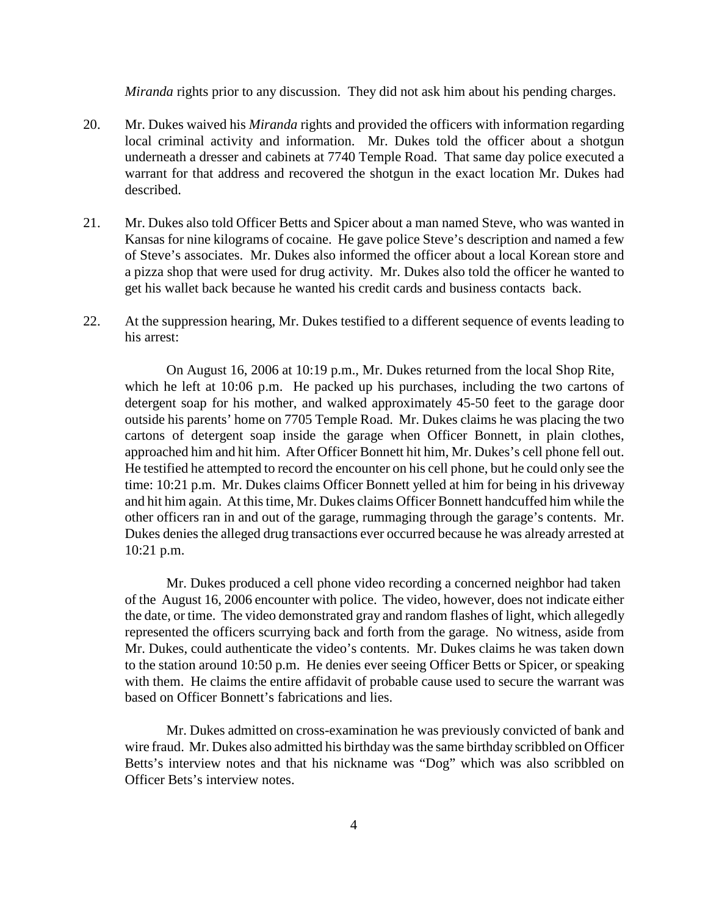*Miranda* rights prior to any discussion. They did not ask him about his pending charges.

20. Mr. Dukes waived his *Miranda* rights and provided the officers with information regarding local criminal activity and information. Mr. Dukes told the officer about a shotgun underneath a dresser and cabinets at 7740 Temple Road. That same day police executed a warrant for that address and recovered the shotgun in the exact location Mr. Dukes had described.

21. Mr. Dukes also told Officer Betts and Spicer about a man named Steve, who was wanted in Kansas for nine kilograms of cocaine. He gave police Steve's description and named a few of Steve's associates. Mr. Dukes also informed the officer about a local Korean store and a pizza shop that were used for drug activity. Mr. Dukes also told the officer he wanted to get his wallet back because he wanted his credit cards and business contacts back.

22. At the suppression hearing, Mr. Dukes testified to a different sequence of events leading to his arrest:

    On August 16, 2006 at 10:19 p.m., Mr. Dukes returned from the local Shop Rite, which he left at 10:06 p.m. He packed up his purchases, including the two cartons of detergent soap for his mother, and walked approximately 45-50 feet to the garage door outside his parents' home on 7705 Temple Road. Mr. Dukes claims he was placing the two cartons of detergent soap inside the garage when Officer Bonnett, in plain clothes, approached him and hit him. After Officer Bonnett hit him, Mr. Dukes's cell phone fell out. He testified he attempted to record the encounter on his cell phone, but he could only see the time: 10:21 p.m. Mr. Dukes claims Officer Bonnett yelled at him for being in his driveway and hit him again. At this time, Mr. Dukes claims Officer Bonnett handcuffed him while the other officers ran in and out of the garage, rummaging through the garage's contents. Mr. Dukes denies the alleged drug transactions ever occurred because he was already arrested at 10:21 p.m.

    Mr. Dukes produced a cell phone video recording a concerned neighbor had taken of the August 16, 2006 encounter with police. The video, however, does not indicate either the date, or time. The video demonstrated gray and random flashes of light, which allegedly represented the officers scurrying back and forth from the garage. No witness, aside from Mr. Dukes, could authenticate the video's contents. Mr. Dukes claims he was taken down to the station around 10:50 p.m. He denies ever seeing Officer Betts or Spicer, or speaking with them. He claims the entire affidavit of probable cause used to secure the warrant was based on Officer Bonnett's fabrications and lies.

    Mr. Dukes admitted on cross-examination he was previously convicted of bank and wire fraud. Mr. Dukes also admitted his birthday was the same birthday scribbled on Officer Betts's interview notes and that his nickname was "Dog" which was also scribbled on Officer Bets's interview notes.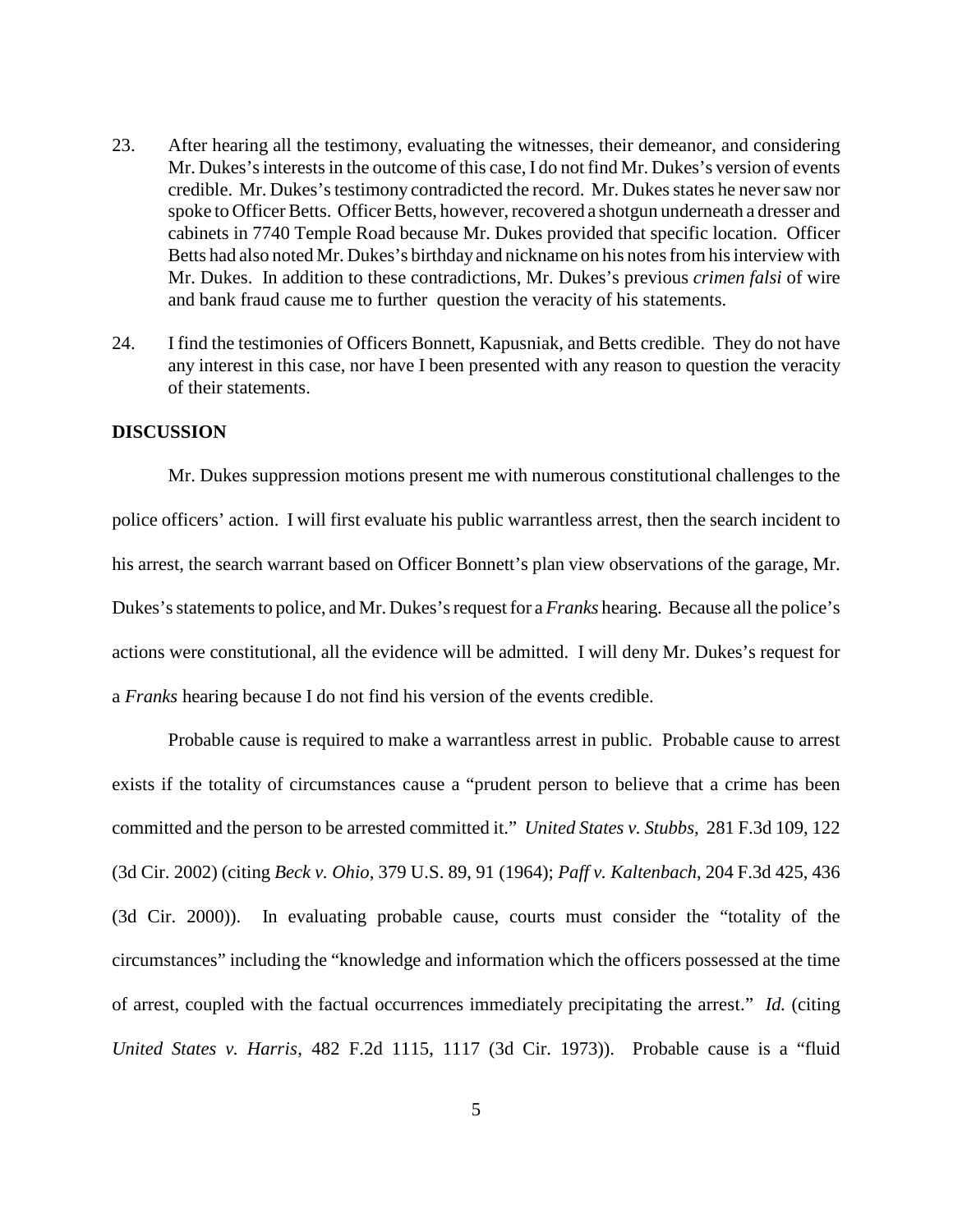23. After hearing all the testimony, evaluating the witnesses, their demeanor, and considering Mr. Dukes's interests in the outcome of this case, I do not find Mr. Dukes's version of events credible. Mr. Dukes's testimony contradicted the record. Mr. Dukes states he never saw nor spoke to Officer Betts. Officer Betts, however, recovered a shotgun underneath a dresser and cabinets in 7740 Temple Road because Mr. Dukes provided that specific location. Officer Betts had also noted Mr. Dukes's birthday and nickname on his notes from his interview with Mr. Dukes. In addition to these contradictions, Mr. Dukes's previous *crimen falsi* of wire and bank fraud cause me to further question the veracity of his statements.

24. I find the testimonies of Officers Bonnett, Kapusniak, and Betts credible. They do not have any interest in this case, nor have I been presented with any reason to question the veracity of their statements.

**DISCUSSION**

Mr. Dukes suppression motions present me with numerous constitutional challenges to the police officers' action. I will first evaluate his public warrantless arrest, then the search incident to his arrest, the search warrant based on Officer Bonnett's plan view observations of the garage, Mr. Dukes's statements to police, and Mr. Dukes's request for a *Franks* hearing. Because all the police's actions were constitutional, all the evidence will be admitted. I will deny Mr. Dukes's request for a *Franks* hearing because I do not find his version of the events credible.

Probable cause is required to make a warrantless arrest in public. Probable cause to arrest exists if the totality of circumstances cause a "prudent person to believe that a crime has been committed and the person to be arrested committed it." *United States v. Stubbs,* 281 F.3d 109, 122 (3d Cir. 2002) (citing *Beck v. Ohio*, 379 U.S. 89, 91 (1964); *Paff v. Kaltenbach*, 204 F.3d 425, 436 (3d Cir. 2000)). In evaluating probable cause, courts must consider the "totality of the circumstances" including the "knowledge and information which the officers possessed at the time of arrest, coupled with the factual occurrences immediately precipitating the arrest." *Id.* (citing *United States v. Harris*, 482 F.2d 1115, 1117 (3d Cir. 1973)). Probable cause is a "fluid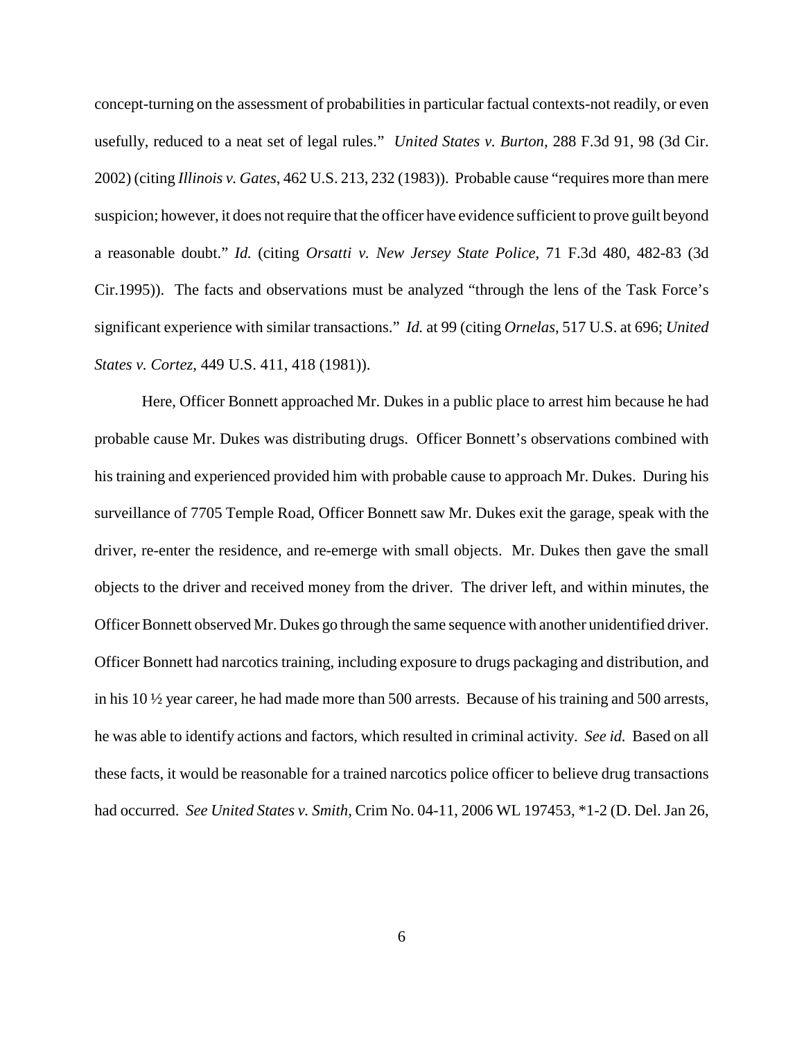concept-turning on the assessment of probabilities in particular factual contexts-not readily, or even usefully, reduced to a neat set of legal rules." *United States v. Burton*, 288 F.3d 91, 98 (3d Cir. 2002) (citing *Illinois v. Gates*, 462 U.S. 213, 232 (1983)). Probable cause "requires more than mere suspicion; however, it does not require that the officer have evidence sufficient to prove guilt beyond a reasonable doubt." *Id.* (citing *Orsatti v. New Jersey State Police*, 71 F.3d 480, 482-83 (3d Cir.1995)). The facts and observations must be analyzed "through the lens of the Task Force's significant experience with similar transactions." *Id.* at 99 (citing *Ornelas*, 517 U.S. at 696; *United States v. Cortez*, 449 U.S. 411, 418 (1981)).

Here, Officer Bonnett approached Mr. Dukes in a public place to arrest him because he had probable cause Mr. Dukes was distributing drugs. Officer Bonnett's observations combined with his training and experienced provided him with probable cause to approach Mr. Dukes. During his surveillance of 7705 Temple Road, Officer Bonnett saw Mr. Dukes exit the garage, speak with the driver, re-enter the residence, and re-emerge with small objects. Mr. Dukes then gave the small objects to the driver and received money from the driver. The driver left, and within minutes, the Officer Bonnett observed Mr. Dukes go through the same sequence with another unidentified driver. Officer Bonnett had narcotics training, including exposure to drugs packaging and distribution, and in his 10 ½ year career, he had made more than 500 arrests. Because of his training and 500 arrests, he was able to identify actions and factors, which resulted in criminal activity. *See id.* Based on all these facts, it would be reasonable for a trained narcotics police officer to believe drug transactions had occurred. *See United States v. Smith*, Crim No. 04-11, 2006 WL 197453, *1-2 (D. Del. Jan 26,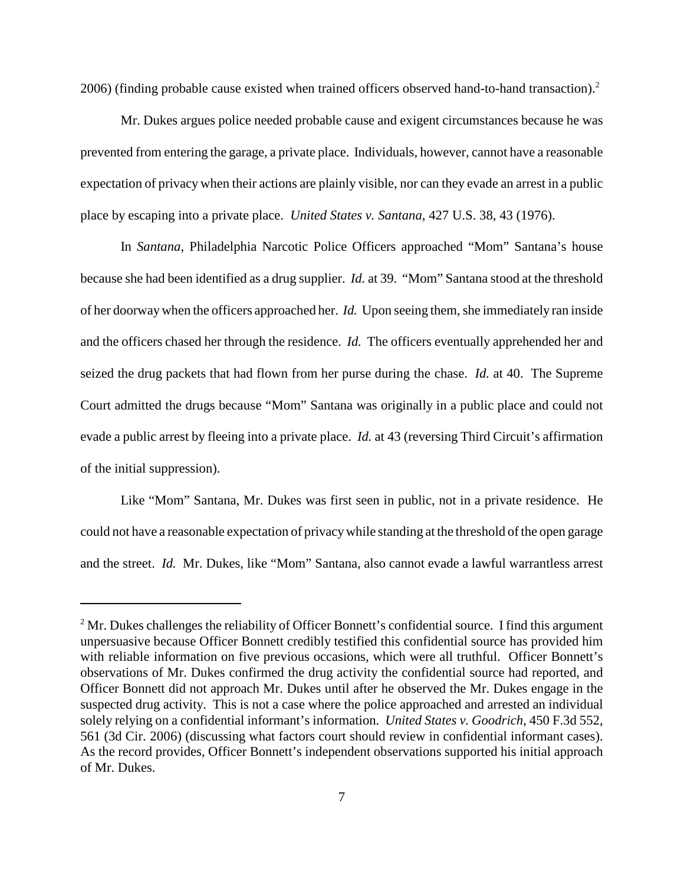2006) (finding probable cause existed when trained officers observed hand-to-hand transaction).[2]

Mr. Dukes argues police needed probable cause and exigent circumstances because he was prevented from entering the garage, a private place. Individuals, however, cannot have a reasonable expectation of privacy when their actions are plainly visible, nor can they evade an arrest in a public place by escaping into a private place. *United States v. Santana*, 427 U.S. 38, 43 (1976).

In *Santana*, Philadelphia Narcotic Police Officers approached "Mom" Santana's house because she had been identified as a drug supplier. *Id.* at 39. "Mom" Santana stood at the threshold of her doorway when the officers approached her. *Id.* Upon seeing them, she immediately ran inside and the officers chased her through the residence. *Id.* The officers eventually apprehended her and seized the drug packets that had flown from her purse during the chase. *Id.* at 40. The Supreme Court admitted the drugs because "Mom" Santana was originally in a public place and could not evade a public arrest by fleeing into a private place. *Id.* at 43 (reversing Third Circuit's affirmation of the initial suppression).

Like "Mom" Santana, Mr. Dukes was first seen in public, not in a private residence. He could not have a reasonable expectation of privacy while standing at the threshold of the open garage and the street. *Id.* Mr. Dukes, like "Mom" Santana, also cannot evade a lawful warrantless arrest

---

[2] Mr. Dukes challenges the reliability of Officer Bonnett's confidential source. I find this argument unpersuasive because Officer Bonnett credibly testified this confidential source has provided him with reliable information on five previous occasions, which were all truthful. Officer Bonnett's observations of Mr. Dukes confirmed the drug activity the confidential source had reported, and Officer Bonnett did not approach Mr. Dukes until after he observed the Mr. Dukes engage in the suspected drug activity. This is not a case where the police approached and arrested an individual solely relying on a confidential informant's information. *United States v. Goodrich*, 450 F.3d 552, 561 (3d Cir. 2006) (discussing what factors court should review in confidential informant cases). As the record provides, Officer Bonnett's independent observations supported his initial approach of Mr. Dukes.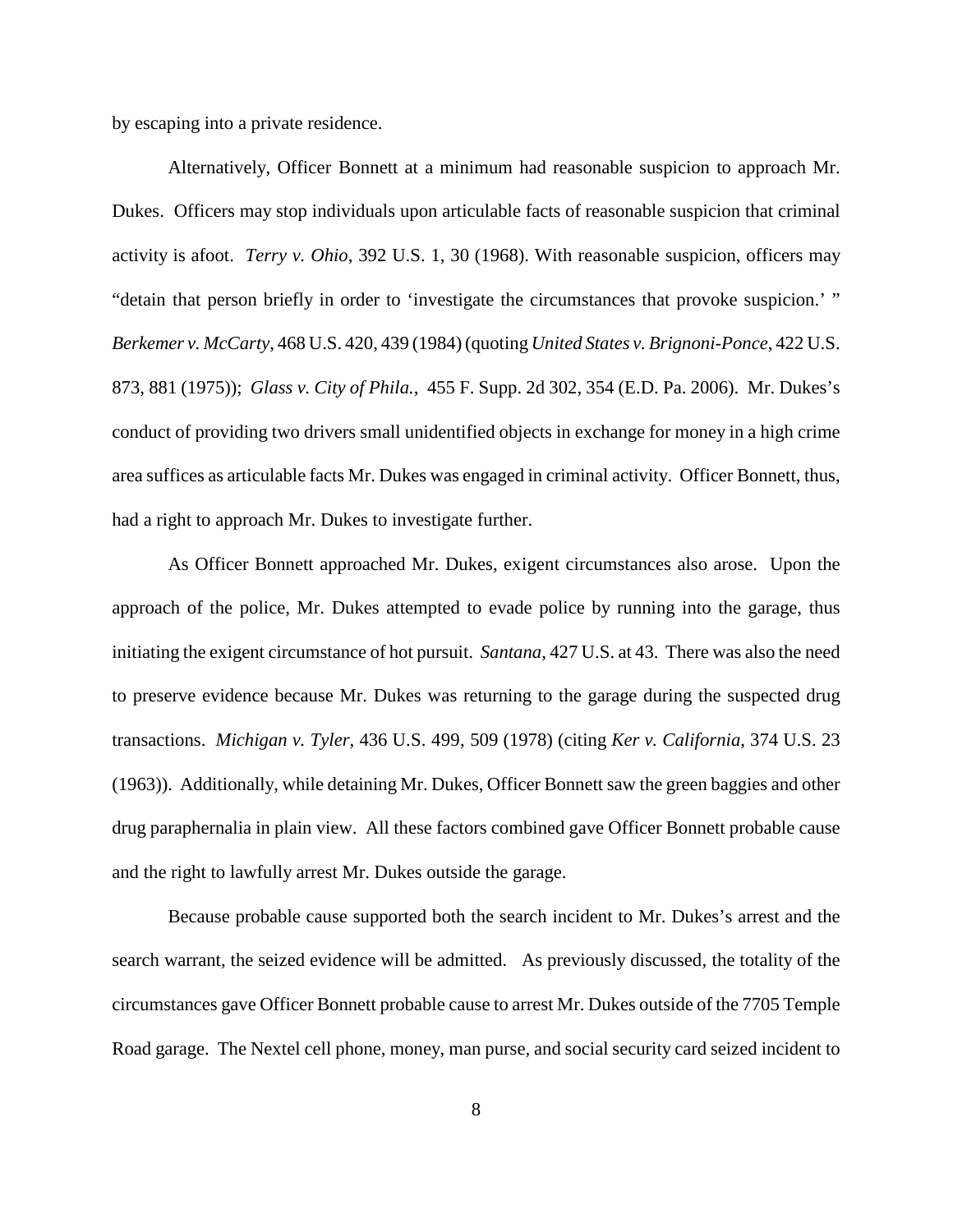by escaping into a private residence.

Alternatively, Officer Bonnett at a minimum had reasonable suspicion to approach Mr. Dukes. Officers may stop individuals upon articulable facts of reasonable suspicion that criminal activity is afoot. *Terry v. Ohio*, 392 U.S. 1, 30 (1968). With reasonable suspicion, officers may "detain that person briefly in order to 'investigate the circumstances that provoke suspicion.' " *Berkemer v. McCarty*, 468 U.S. 420, 439 (1984) (quoting *United States v. Brignoni-Ponce*, 422 U.S. 873, 881 (1975)); *Glass v. City of Phila.*, 455 F. Supp. 2d 302, 354 (E.D. Pa. 2006). Mr. Dukes's conduct of providing two drivers small unidentified objects in exchange for money in a high crime area suffices as articulable facts Mr. Dukes was engaged in criminal activity. Officer Bonnett, thus, had a right to approach Mr. Dukes to investigate further.

As Officer Bonnett approached Mr. Dukes, exigent circumstances also arose. Upon the approach of the police, Mr. Dukes attempted to evade police by running into the garage, thus initiating the exigent circumstance of hot pursuit. *Santana*, 427 U.S. at 43. There was also the need to preserve evidence because Mr. Dukes was returning to the garage during the suspected drug transactions. *Michigan v. Tyler*, 436 U.S. 499, 509 (1978) (citing *Ker v. California*, 374 U.S. 23 (1963)). Additionally, while detaining Mr. Dukes, Officer Bonnett saw the green baggies and other drug paraphernalia in plain view. All these factors combined gave Officer Bonnett probable cause and the right to lawfully arrest Mr. Dukes outside the garage.

Because probable cause supported both the search incident to Mr. Dukes's arrest and the search warrant, the seized evidence will be admitted. As previously discussed, the totality of the circumstances gave Officer Bonnett probable cause to arrest Mr. Dukes outside of the 7705 Temple Road garage. The Nextel cell phone, money, man purse, and social security card seized incident to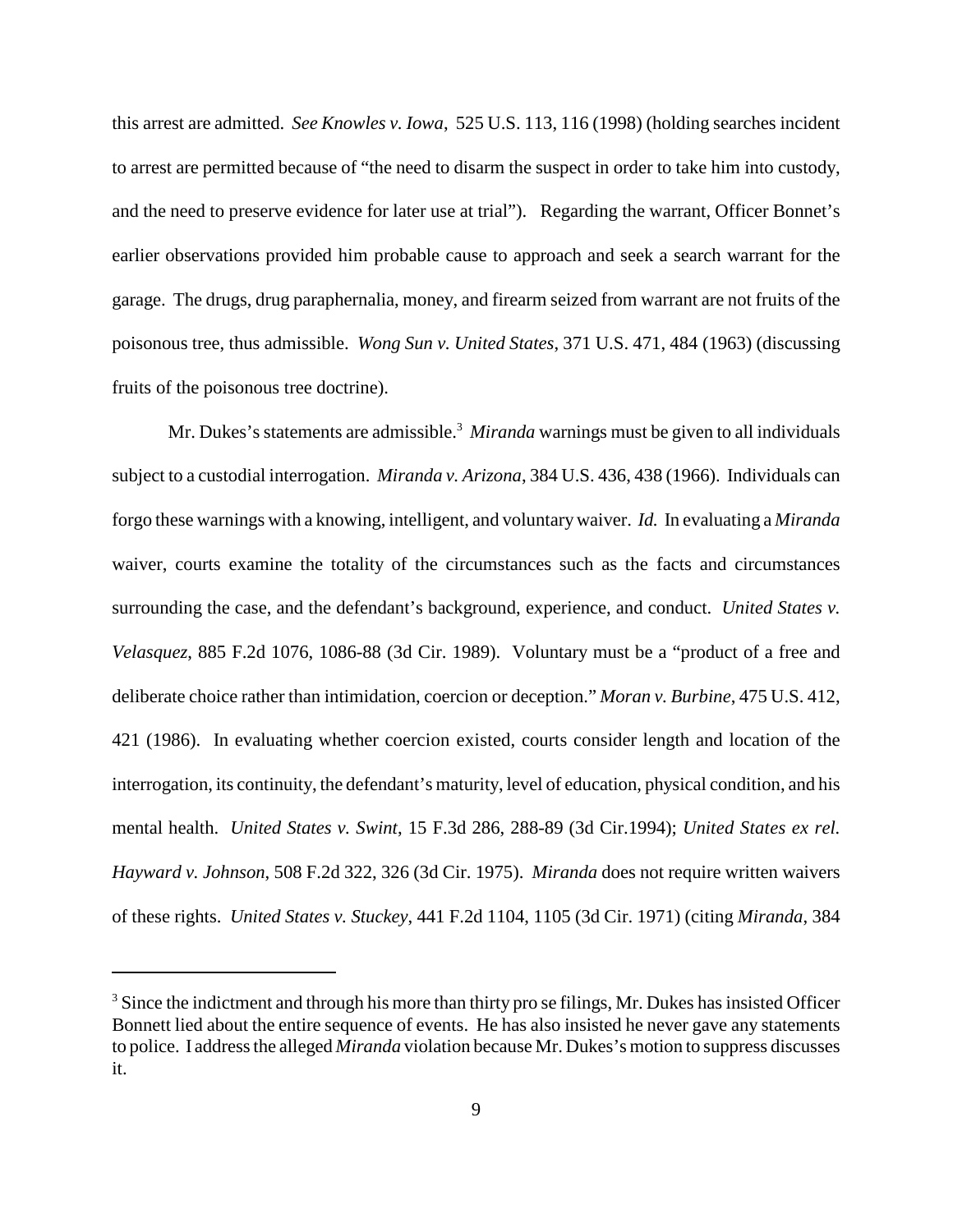this arrest are admitted. *See Knowles v. Iowa*, 525 U.S. 113, 116 (1998) (holding searches incident to arrest are permitted because of "the need to disarm the suspect in order to take him into custody, and the need to preserve evidence for later use at trial"). Regarding the warrant, Officer Bonnet's earlier observations provided him probable cause to approach and seek a search warrant for the garage. The drugs, drug paraphernalia, money, and firearm seized from warrant are not fruits of the poisonous tree, thus admissible. *Wong Sun v. United States*, 371 U.S. 471, 484 (1963) (discussing fruits of the poisonous tree doctrine).

Mr. Dukes's statements are admissible.[3] *Miranda* warnings must be given to all individuals subject to a custodial interrogation. *Miranda v. Arizona*, 384 U.S. 436, 438 (1966). Individuals can forgo these warnings with a knowing, intelligent, and voluntary waiver. *Id.* In evaluating a *Miranda* waiver, courts examine the totality of the circumstances such as the facts and circumstances surrounding the case, and the defendant's background, experience, and conduct. *United States v. Velasquez*, 885 F.2d 1076, 1086-88 (3d Cir. 1989). Voluntary must be a "product of a free and deliberate choice rather than intimidation, coercion or deception." *Moran v. Burbine*, 475 U.S. 412, 421 (1986). In evaluating whether coercion existed, courts consider length and location of the interrogation, its continuity, the defendant's maturity, level of education, physical condition, and his mental health. *United States v. Swint*, 15 F.3d 286, 288-89 (3d Cir.1994); *United States ex rel. Hayward v. Johnson*, 508 F.2d 322, 326 (3d Cir. 1975). *Miranda* does not require written waivers of these rights. *United States v. Stuckey*, 441 F.2d 1104, 1105 (3d Cir. 1971) (citing *Miranda*, 384

[3] Since the indictment and through his more than thirty pro se filings, Mr. Dukes has insisted Officer Bonnett lied about the entire sequence of events. He has also insisted he never gave any statements to police. I address the alleged *Miranda* violation because Mr. Dukes's motion to suppress discusses it.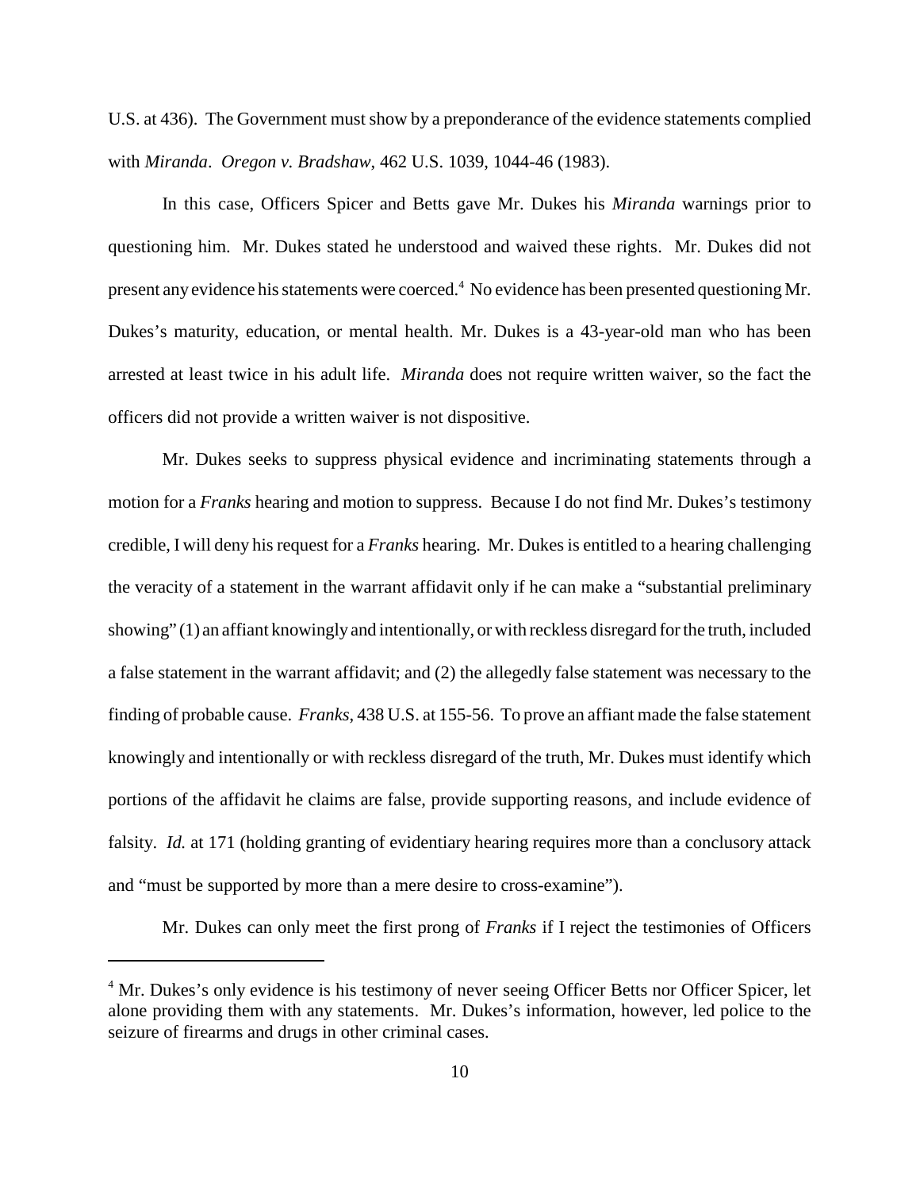U.S. at 436). The Government must show by a preponderance of the evidence statements complied with *Miranda*. *Oregon v. Bradshaw*, 462 U.S. 1039, 1044-46 (1983).

In this case, Officers Spicer and Betts gave Mr. Dukes his *Miranda* warnings prior to questioning him. Mr. Dukes stated he understood and waived these rights. Mr. Dukes did not present any evidence his statements were coerced.[4] No evidence has been presented questioning Mr. Dukes's maturity, education, or mental health. Mr. Dukes is a 43-year-old man who has been arrested at least twice in his adult life. *Miranda* does not require written waiver, so the fact the officers did not provide a written waiver is not dispositive.

Mr. Dukes seeks to suppress physical evidence and incriminating statements through a motion for a *Franks* hearing and motion to suppress. Because I do not find Mr. Dukes's testimony credible, I will deny his request for a *Franks* hearing. Mr. Dukes is entitled to a hearing challenging the veracity of a statement in the warrant affidavit only if he can make a "substantial preliminary showing" (1) an affiant knowingly and intentionally, or with reckless disregard for the truth, included a false statement in the warrant affidavit; and (2) the allegedly false statement was necessary to the finding of probable cause. *Franks*, 438 U.S. at 155-56. To prove an affiant made the false statement knowingly and intentionally or with reckless disregard of the truth, Mr. Dukes must identify which portions of the affidavit he claims are false, provide supporting reasons, and include evidence of falsity. *Id.* at 171 (holding granting of evidentiary hearing requires more than a conclusory attack and "must be supported by more than a mere desire to cross-examine").

Mr. Dukes can only meet the first prong of *Franks* if I reject the testimonies of Officers

[4] Mr. Dukes's only evidence is his testimony of never seeing Officer Betts nor Officer Spicer, let alone providing them with any statements. Mr. Dukes's information, however, led police to the seizure of firearms and drugs in other criminal cases.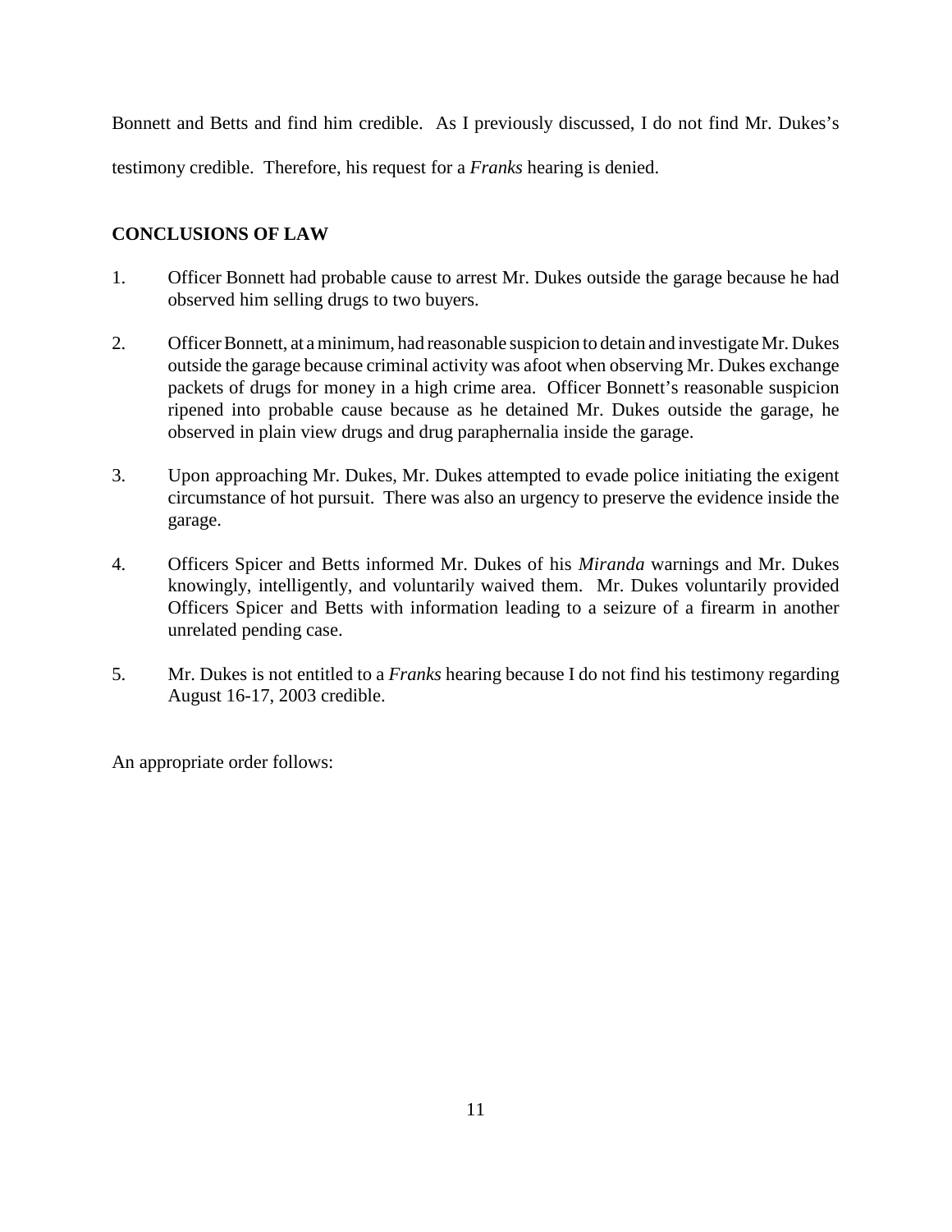Bonnett and Betts and find him credible. As I previously discussed, I do not find Mr. Dukes's testimony credible. Therefore, his request for a *Franks* hearing is denied.

**CONCLUSIONS OF LAW**

1. Officer Bonnett had probable cause to arrest Mr. Dukes outside the garage because he had observed him selling drugs to two buyers.

2. Officer Bonnett, at a minimum, had reasonable suspicion to detain and investigate Mr. Dukes outside the garage because criminal activity was afoot when observing Mr. Dukes exchange packets of drugs for money in a high crime area. Officer Bonnett's reasonable suspicion ripened into probable cause because as he detained Mr. Dukes outside the garage, he observed in plain view drugs and drug paraphernalia inside the garage.

3. Upon approaching Mr. Dukes, Mr. Dukes attempted to evade police initiating the exigent circumstance of hot pursuit. There was also an urgency to preserve the evidence inside the garage.

4. Officers Spicer and Betts informed Mr. Dukes of his *Miranda* warnings and Mr. Dukes knowingly, intelligently, and voluntarily waived them. Mr. Dukes voluntarily provided Officers Spicer and Betts with information leading to a seizure of a firearm in another unrelated pending case.

5. Mr. Dukes is not entitled to a *Franks* hearing because I do not find his testimony regarding August 16-17, 2003 credible.

An appropriate order follows: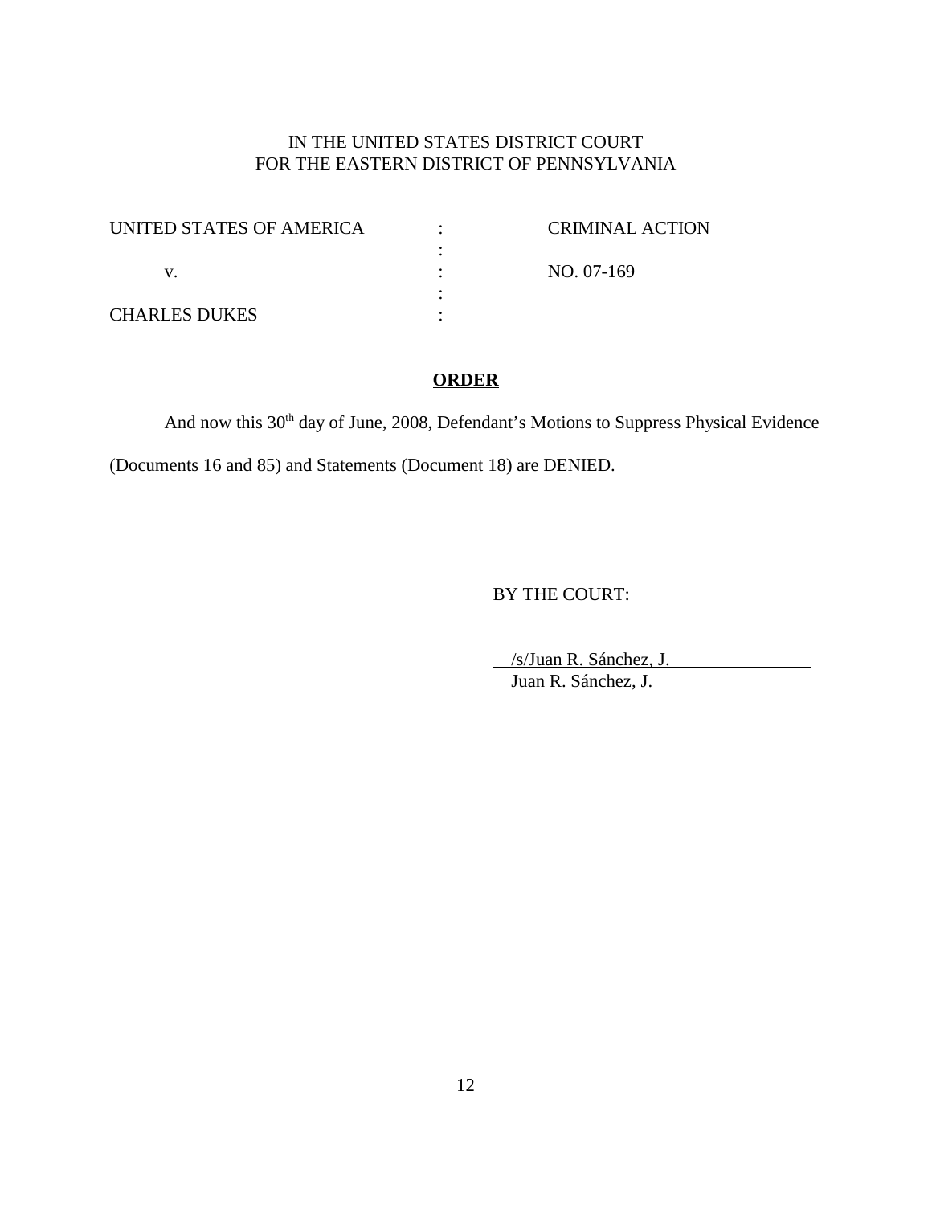IN THE UNITED STATES DISTRICT COURT
FOR THE EASTERN DISTRICT OF PENNSYLVANIA

| | | |
|---|---|---|
| UNITED STATES OF AMERICA | : | CRIMINAL ACTION |
| | : | |
| v. | : | NO. 07-169 |
| | : | |
| CHARLES DUKES | : | |

**ORDER**

And now this 30th day of June, 2008, Defendant's Motions to Suppress Physical Evidence (Documents 16 and 85) and Statements (Document 18) are DENIED.

BY THE COURT:

/s/Juan R. Sánchez, J.
Juan R. Sánchez, J.